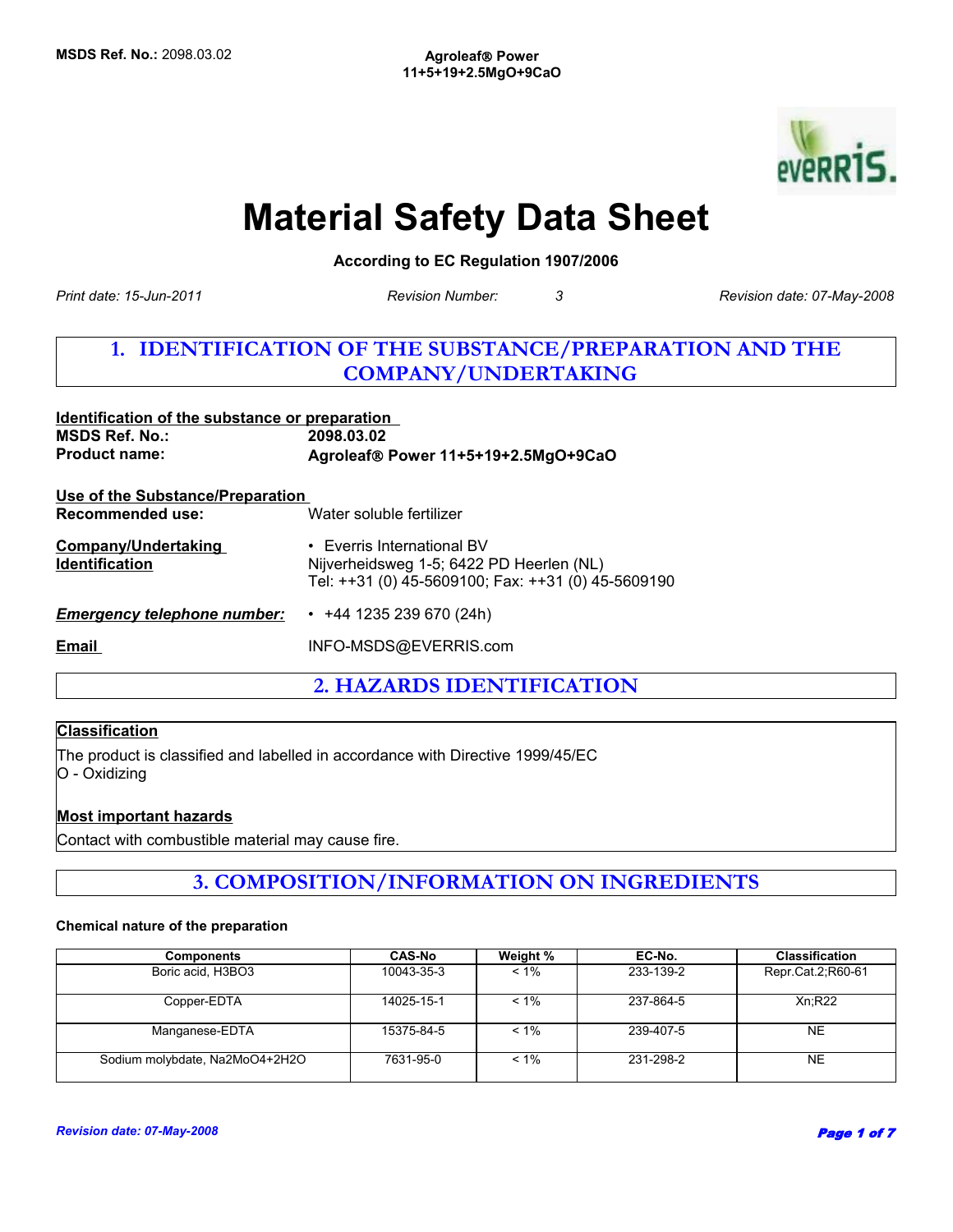# Material Safety Data Sheet

**According to EC Regulation 1907/2006**

*Print date: 15-Jun-2011* *Revision Number:* 3 *Revision date: 07-May-2008*

## 1. IDENTIFICATION OF THE SUBSTANCE/PREPARATION AND THE COMPANY/UNDERTAKING

**Identification of the substance or preparation**

**MSDS Ref. No.:** **2098.03.02**

**Product name:** **Agroleaf® Power 11+5+19+2.5MgO+9CaO**

**Use of the Substance/Preparation**

**Recommended use:** Water soluble fertilizer

**Company/Undertaking Identification**
- Everris International BV
  Nijverheidsweg 1-5; 6422 PD Heerlen (NL)
  Tel: ++31 (0) 45-5609100; Fax: ++31 (0) 45-5609190

***Emergency telephone number:***
- +44 1235 239 670 (24h)

**Email** INFO-MSDS@EVERRIS.com

## 2. HAZARDS IDENTIFICATION

**Classification**

The product is classified and labelled in accordance with Directive 1999/45/EC
O - Oxidizing

**Most important hazards**

Contact with combustible material may cause fire.

## 3. COMPOSITION/INFORMATION ON INGREDIENTS

**Chemical nature of the preparation**

| Components | CAS-No | Weight % | EC-No. | Classification |
|---|---|---|---|---|
| Boric acid, H3BO3 | 10043-35-3 | < 1% | 233-139-2 | Repr.Cat.2;R60-61 |
| Copper-EDTA | 14025-15-1 | < 1% | 237-864-5 | Xn;R22 |
| Manganese-EDTA | 15375-84-5 | < 1% | 239-407-5 | NE |
| Sodium molybdate, Na2MoO4+2H2O | 7631-95-0 | < 1% | 231-298-2 | NE |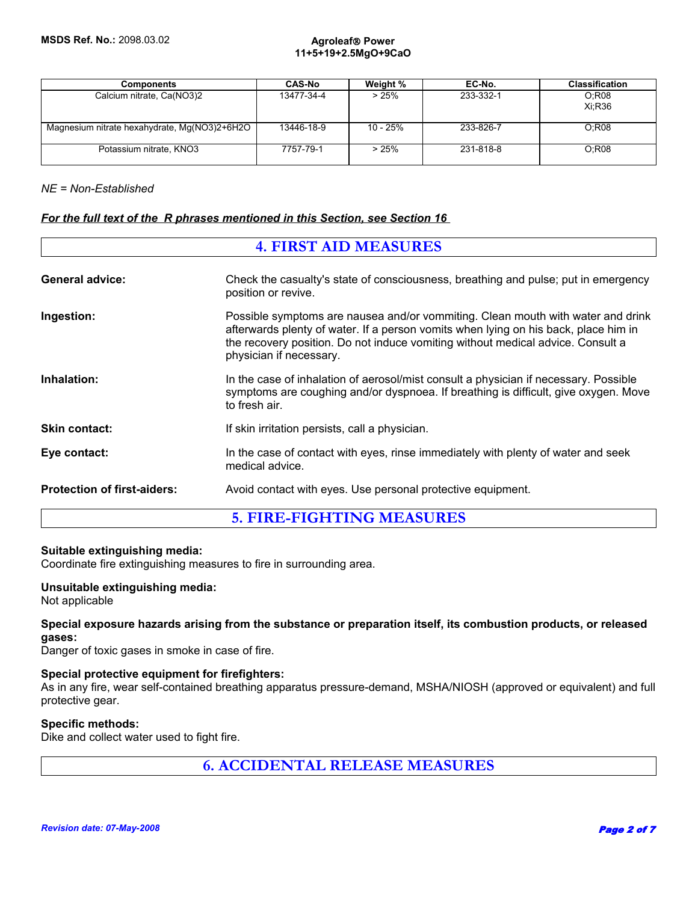| Components | CAS-No | Weight % | EC-No. | Classification |
|---|---|---|---|---|
| Calcium nitrate, $Ca(NO_3)_2$ | 13477-34-4 | > 25% | 233-332-1 | O;R08<br>Xi;R36 |
| Magnesium nitrate hexahydrate, $Mg(NO_3)_2 \cdot 6H_2O$ | 13446-18-9 | 10 - 25% | 233-826-7 | O;R08 |
| Potassium nitrate, $KNO_3$ | 7757-79-1 | > 25% | 231-818-8 | O;R08 |

*NE = Non-Established*

***For the full text of the  R phrases mentioned in this Section, see Section 16***

## 4. FIRST AID MEASURES

**General advice:** Check the casualty's state of consciousness, breathing and pulse; put in emergency position or revive.

**Ingestion:** Possible symptoms are nausea and/or vommiting. Clean mouth with water and drink afterwards plenty of water. If a person vomits when lying on his back, place him in the recovery position. Do not induce vomiting without medical advice. Consult a physician if necessary.

**Inhalation:** In the case of inhalation of aerosol/mist consult a physician if necessary. Possible symptoms are coughing and/or dyspnoea. If breathing is difficult, give oxygen. Move to fresh air.

**Skin contact:** If skin irritation persists, call a physician.

**Eye contact:** In the case of contact with eyes, rinse immediately with plenty of water and seek medical advice.

**Protection of first-aiders:** Avoid contact with eyes. Use personal protective equipment.

## 5. FIRE-FIGHTING MEASURES

**Suitable extinguishing media:**
Coordinate fire extinguishing measures to fire in surrounding area.

**Unsuitable extinguishing media:**
Not applicable

**Special exposure hazards arising from the substance or preparation itself, its combustion products, or released gases:**
Danger of toxic gases in smoke in case of fire.

**Special protective equipment for firefighters:**
As in any fire, wear self-contained breathing apparatus pressure-demand, MSHA/NIOSH (approved or equivalent) and full protective gear.

**Specific methods:**
Dike and collect water used to fight fire.

## 6. ACCIDENTAL RELEASE MEASURES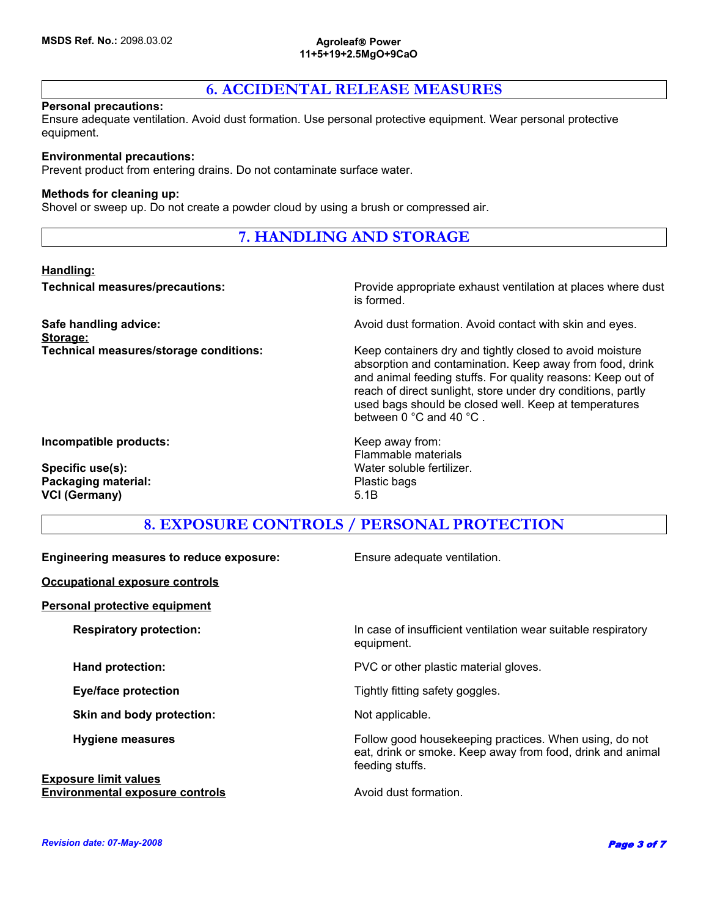## 6. ACCIDENTAL RELEASE MEASURES

**Personal precautions:**
Ensure adequate ventilation. Avoid dust formation. Use personal protective equipment. Wear personal protective equipment.

**Environmental precautions:**
Prevent product from entering drains. Do not contaminate surface water.

**Methods for cleaning up:**
Shovel or sweep up. Do not create a powder cloud by using a brush or compressed air.

## 7. HANDLING AND STORAGE

**Handling:**

| | |
|---|---|
| **Technical measures/precautions:** | Provide appropriate exhaust ventilation at places where dust is formed. |
| **Safe handling advice:** | Avoid dust formation. Avoid contact with skin and eyes. |

**Storage:**

| | |
|---|---|
| **Technical measures/storage conditions:** | Keep containers dry and tightly closed to avoid moisture absorption and contamination. Keep away from food, drink and animal feeding stuffs. For quality reasons: Keep out of reach of direct sunlight, store under dry conditions, partly used bags should be closed well. Keep at temperatures between 0 °C and 40 °C . |
| **Incompatible products:** | Keep away from: Flammable materials |
| **Specific use(s):** | Water soluble fertilizer. |
| **Packaging material:** | Plastic bags |
| **VCI (Germany)** | 5.1B |

## 8. EXPOSURE CONTROLS / PERSONAL PROTECTION

| | |
|---|---|
| **Engineering measures to reduce exposure:** | Ensure adequate ventilation. |

**Occupational exposure controls**

**Personal protective equipment**

| | |
|---|---|
| **Respiratory protection:** | In case of insufficient ventilation wear suitable respiratory equipment. |
| **Hand protection:** | PVC or other plastic material gloves. |
| **Eye/face protection** | Tightly fitting safety goggles. |
| **Skin and body protection:** | Not applicable. |
| **Hygiene measures** | Follow good housekeeping practices. When using, do not eat, drink or smoke. Keep away from food, drink and animal feeding stuffs. |

**Exposure limit values**

| | |
|---|---|
| **Environmental exposure controls** | Avoid dust formation. |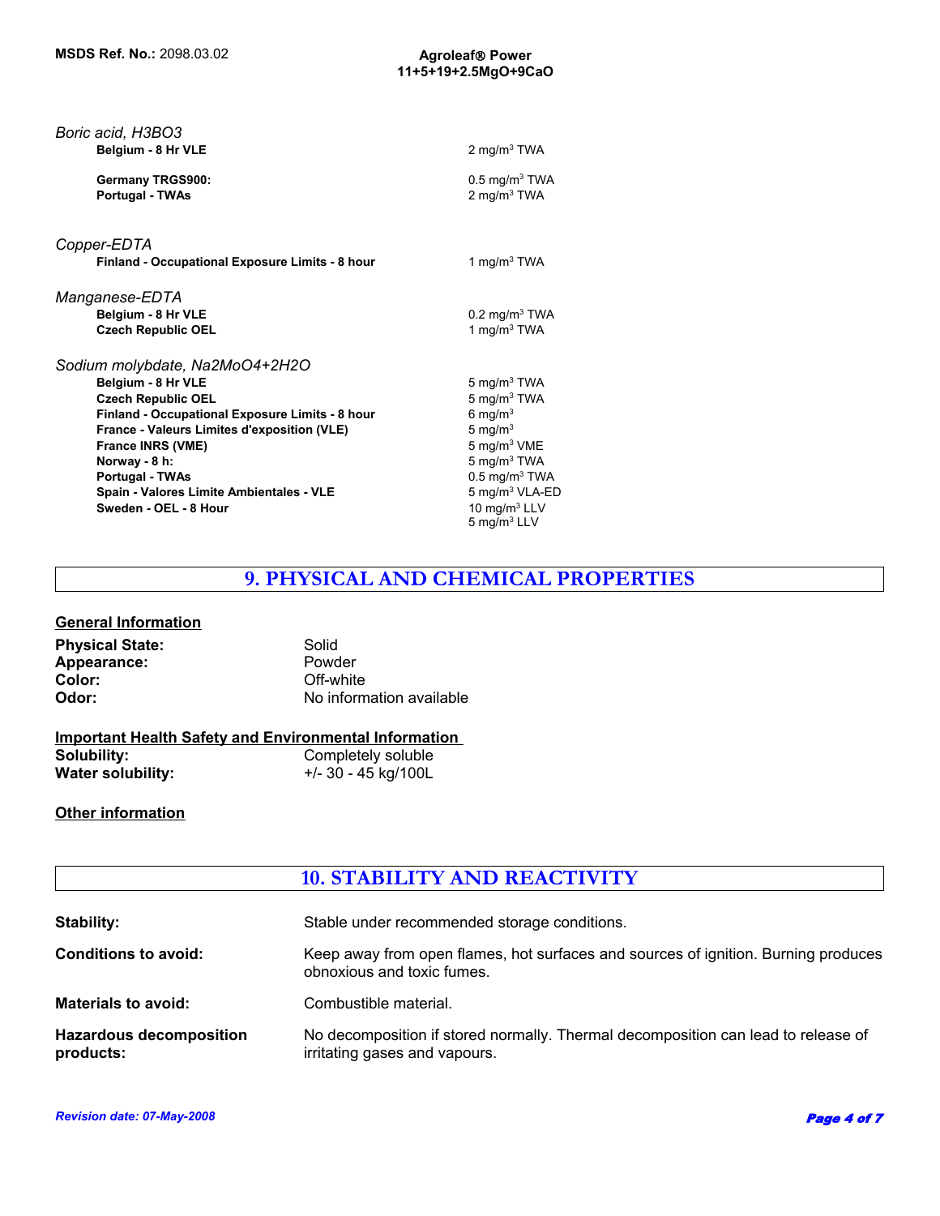*Boric acid, $H_3BO_3$*

| | |
|---|---|
| **Belgium - 8 Hr VLE** | 2 mg/m$^3$ TWA |
| **Germany TRGS900:** | 0.5 mg/m$^3$ TWA |
| **Portugal - TWAs** | 2 mg/m$^3$ TWA |

*Copper-EDTA*

| | |
|---|---|
| **Finland - Occupational Exposure Limits - 8 hour** | 1 mg/m$^3$ TWA |

*Manganese-EDTA*

| | |
|---|---|
| **Belgium - 8 Hr VLE** | 0.2 mg/m$^3$ TWA |
| **Czech Republic OEL** | 1 mg/m$^3$ TWA |

*Sodium molybdate, $Na_2MoO_4+2H_2O$*

| | |
|---|---|
| **Belgium - 8 Hr VLE** | 5 mg/m$^3$ TWA |
| **Czech Republic OEL** | 5 mg/m$^3$ TWA |
| **Finland - Occupational Exposure Limits - 8 hour** | 6 mg/m$^3$ |
| **France - Valeurs Limites d'exposition (VLE)** | 5 mg/m$^3$ |
| **France INRS (VME)** | 5 mg/m$^3$ VME |
| **Norway - 8 h:** | 5 mg/m$^3$ TWA |
| **Portugal - TWAs** | 0.5 mg/m$^3$ TWA |
| **Spain - Valores Limite Ambientales - VLE** | 5 mg/m$^3$ VLA-ED |
| **Sweden - OEL - 8 Hour** | 10 mg/m$^3$ LLV<br>5 mg/m$^3$ LLV |

## 9. PHYSICAL AND CHEMICAL PROPERTIES

**General Information**

**Physical State:** Solid
**Appearance:** Powder
**Color:** Off-white
**Odor:** No information available

**Important Health Safety and Environmental Information**

**Solubility:** Completely soluble
**Water solubility:** +/- 30 - 45 kg/100L

**Other information**

## 10. STABILITY AND REACTIVITY

**Stability:** Stable under recommended storage conditions.

**Conditions to avoid:** Keep away from open flames, hot surfaces and sources of ignition. Burning produces obnoxious and toxic fumes.

**Materials to avoid:** Combustible material.

**Hazardous decomposition products:** No decomposition if stored normally. Thermal decomposition can lead to release of irritating gases and vapours.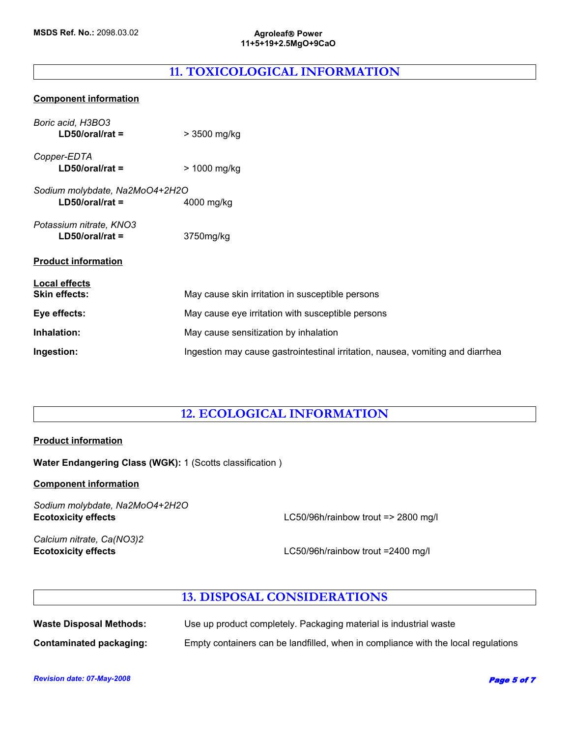## 11. TOXICOLOGICAL INFORMATION

**Component information**

*Boric acid, $H_3BO_3$*
**LD50/oral/rat =** > 3500 mg/kg

*Copper-EDTA*
**LD50/oral/rat =** > 1000 mg/kg

*Sodium molybdate, $Na_2MoO_4+2H_2O$*
**LD50/oral/rat =** 4000 mg/kg

*Potassium nitrate, $KNO_3$*
**LD50/oral/rat =** 3750mg/kg

**Product information**

**Local effects**

| | |
|---|---|
| **Skin effects:** | May cause skin irritation in susceptible persons |
| **Eye effects:** | May cause eye irritation with susceptible persons |
| **Inhalation:** | May cause sensitization by inhalation |
| **Ingestion:** | Ingestion may cause gastrointestinal irritation, nausea, vomiting and diarrhea |

## 12. ECOLOGICAL INFORMATION

**Product information**

**Water Endangering Class (WGK):** 1 (Scotts classification )

**Component information**

*Sodium molybdate, $Na_2MoO_4+2H_2O$*
**Ecotoxicity effects** LC50/96h/rainbow trout => 2800 mg/l

*Calcium nitrate, $Ca(NO_3)_2$*
**Ecotoxicity effects** LC50/96h/rainbow trout =2400 mg/l

## 13. DISPOSAL CONSIDERATIONS

| | |
|---|---|
| **Waste Disposal Methods:** | Use up product completely. Packaging material is industrial waste |
| **Contaminated packaging:** | Empty containers can be landfilled, when in compliance with the local regulations |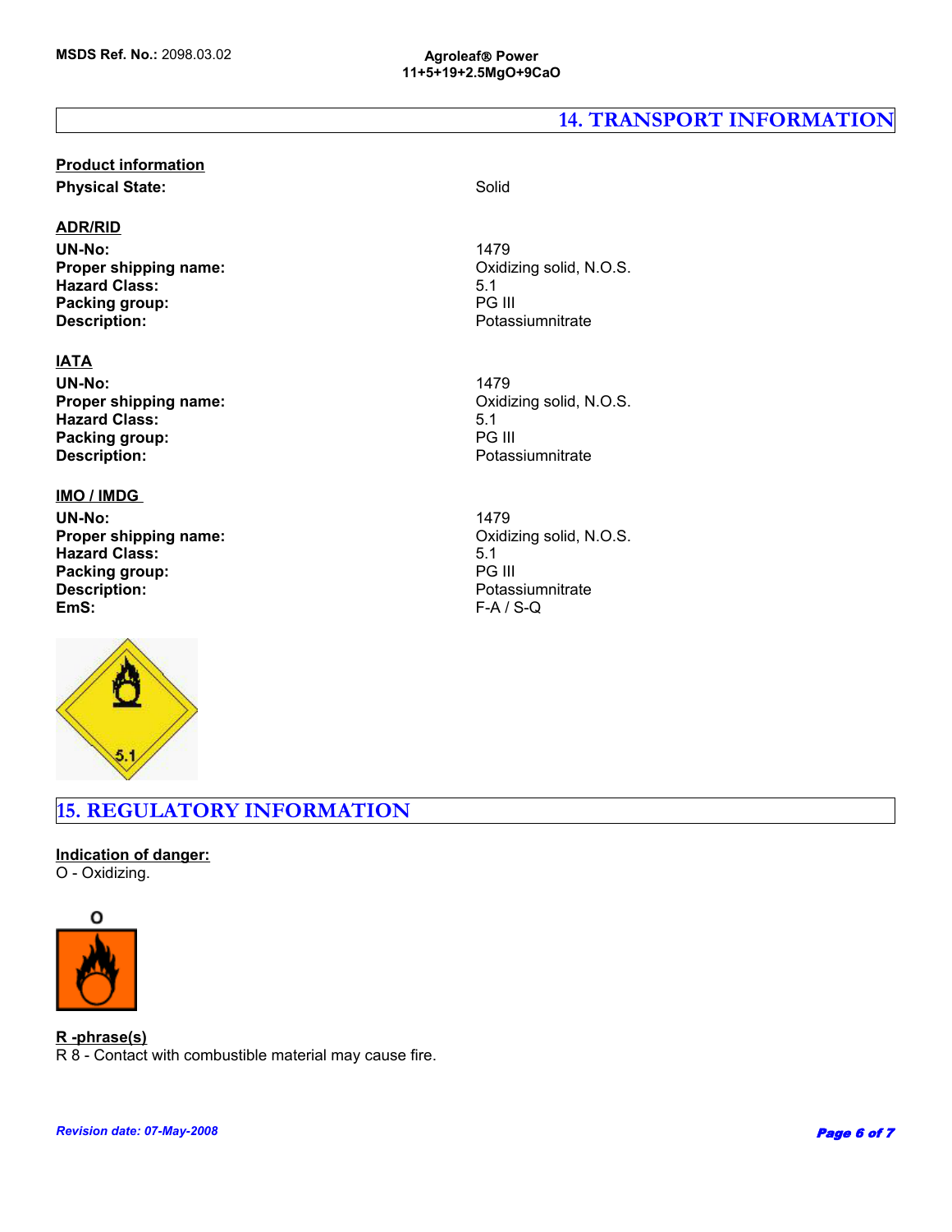## 14. TRANSPORT INFORMATION

**Product information**

| | |
|---|---|
| **Physical State:** | Solid |

**ADR/RID**

| | |
|---|---|
| **UN-No:** | 1479 |
| **Proper shipping name:** | Oxidizing solid, N.O.S. |
| **Hazard Class:** | 5.1 |
| **Packing group:** | PG III |
| **Description:** | Potassiumnitrate |

**IATA**

| | |
|---|---|
| **UN-No:** | 1479 |
| **Proper shipping name:** | Oxidizing solid, N.O.S. |
| **Hazard Class:** | 5.1 |
| **Packing group:** | PG III |
| **Description:** | Potassiumnitrate |

**IMO / IMDG**

| | |
|---|---|
| **UN-No:** | 1479 |
| **Proper shipping name:** | Oxidizing solid, N.O.S. |
| **Hazard Class:** | 5.1 |
| **Packing group:** | PG III |
| **Description:** | Potassiumnitrate |
| **EmS:** | F-A / S-Q |

## 15. REGULATORY INFORMATION

**Indication of danger:**

O - Oxidizing.

**R -phrase(s)**

R 8 - Contact with combustible material may cause fire.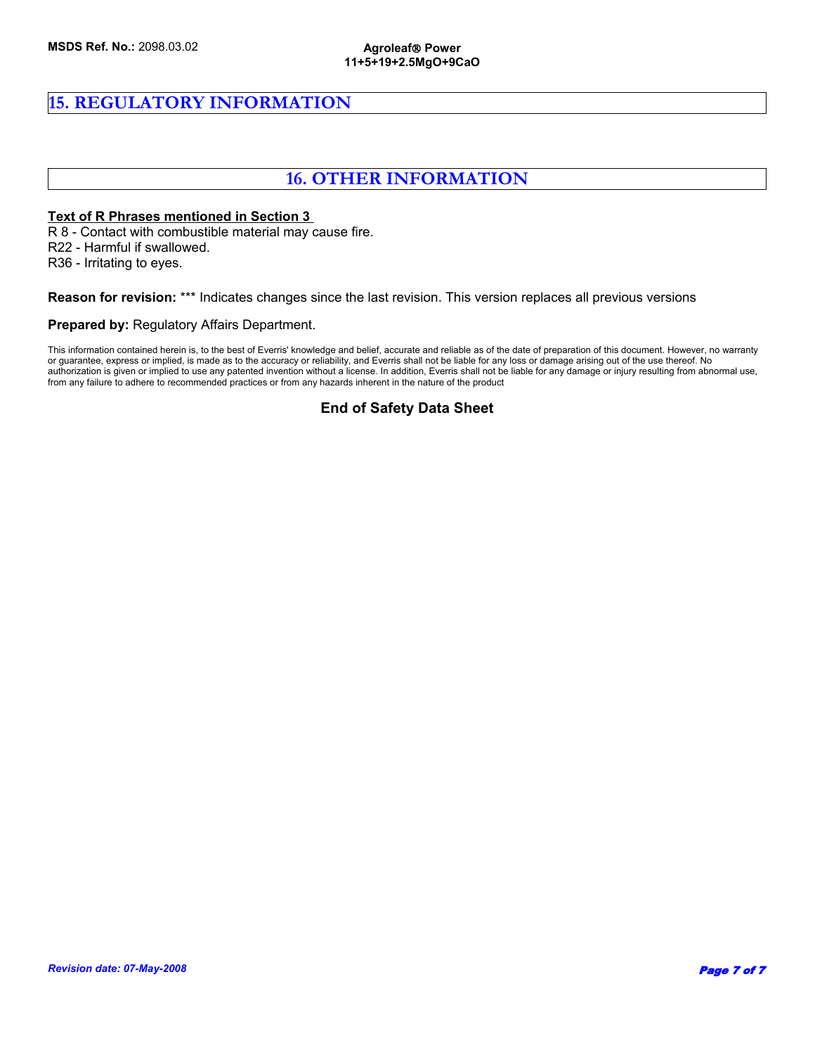# 15. REGULATORY INFORMATION

# 16. OTHER INFORMATION

**Text of R Phrases mentioned in Section 3**

R 8 - Contact with combustible material may cause fire.
R22 - Harmful if swallowed.
R36 - Irritating to eyes.

**Reason for revision:** *** Indicates changes since the last revision. This version replaces all previous versions

**Prepared by:** Regulatory Affairs Department.

This information contained herein is, to the best of Everris' knowledge and belief, accurate and reliable as of the date of preparation of this document. However, no warranty or guarantee, express or implied, is made as to the accuracy or reliability, and Everris shall not be liable for any loss or damage arising out of the use thereof. No authorization is given or implied to use any patented invention without a license. In addition, Everris shall not be liable for any damage or injury resulting from abnormal use, from any failure to adhere to recommended practices or from any hazards inherent in the nature of the product

**End of Safety Data Sheet**